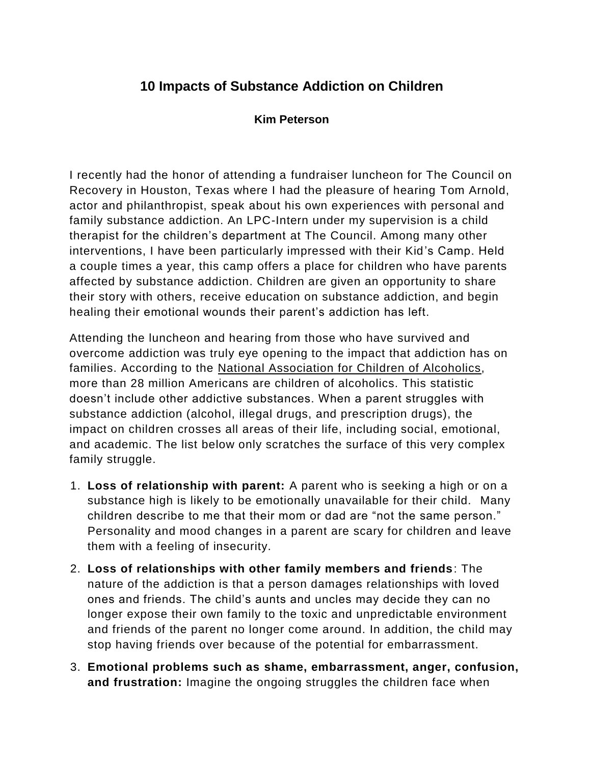# 10 Impacts of Substance Addiction on Children

**Kim Peterson**

I recently had the honor of attending a fundraiser luncheon for The Council on Recovery in Houston, Texas where I had the pleasure of hearing Tom Arnold, actor and philanthropist, speak about his own experiences with personal and family substance addiction. An LPC-Intern under my supervision is a child therapist for the children's department at The Council. Among many other interventions, I have been particularly impressed with their Kid's Camp. Held a couple times a year, this camp offers a place for children who have parents affected by substance addiction. Children are given an opportunity to share their story with others, receive education on substance addiction, and begin healing their emotional wounds their parent's addiction has left.

Attending the luncheon and hearing from those who have survived and overcome addiction was truly eye opening to the impact that addiction has on families. According to the National Association for Children of Alcoholics, more than 28 million Americans are children of alcoholics. This statistic doesn't include other addictive substances. When a parent struggles with substance addiction (alcohol, illegal drugs, and prescription drugs), the impact on children crosses all areas of their life, including social, emotional, and academic. The list below only scratches the surface of this very complex family struggle.

1. **Loss of relationship with parent:** A parent who is seeking a high or on a substance high is likely to be emotionally unavailable for their child. Many children describe to me that their mom or dad are "not the same person." Personality and mood changes in a parent are scary for children and leave them with a feeling of insecurity.
2. **Loss of relationships with other family members and friends**: The nature of the addiction is that a person damages relationships with loved ones and friends. The child's aunts and uncles may decide they can no longer expose their own family to the toxic and unpredictable environment and friends of the parent no longer come around. In addition, the child may stop having friends over because of the potential for embarrassment.
3. **Emotional problems such as shame, embarrassment, anger, confusion, and frustration:** Imagine the ongoing struggles the children face when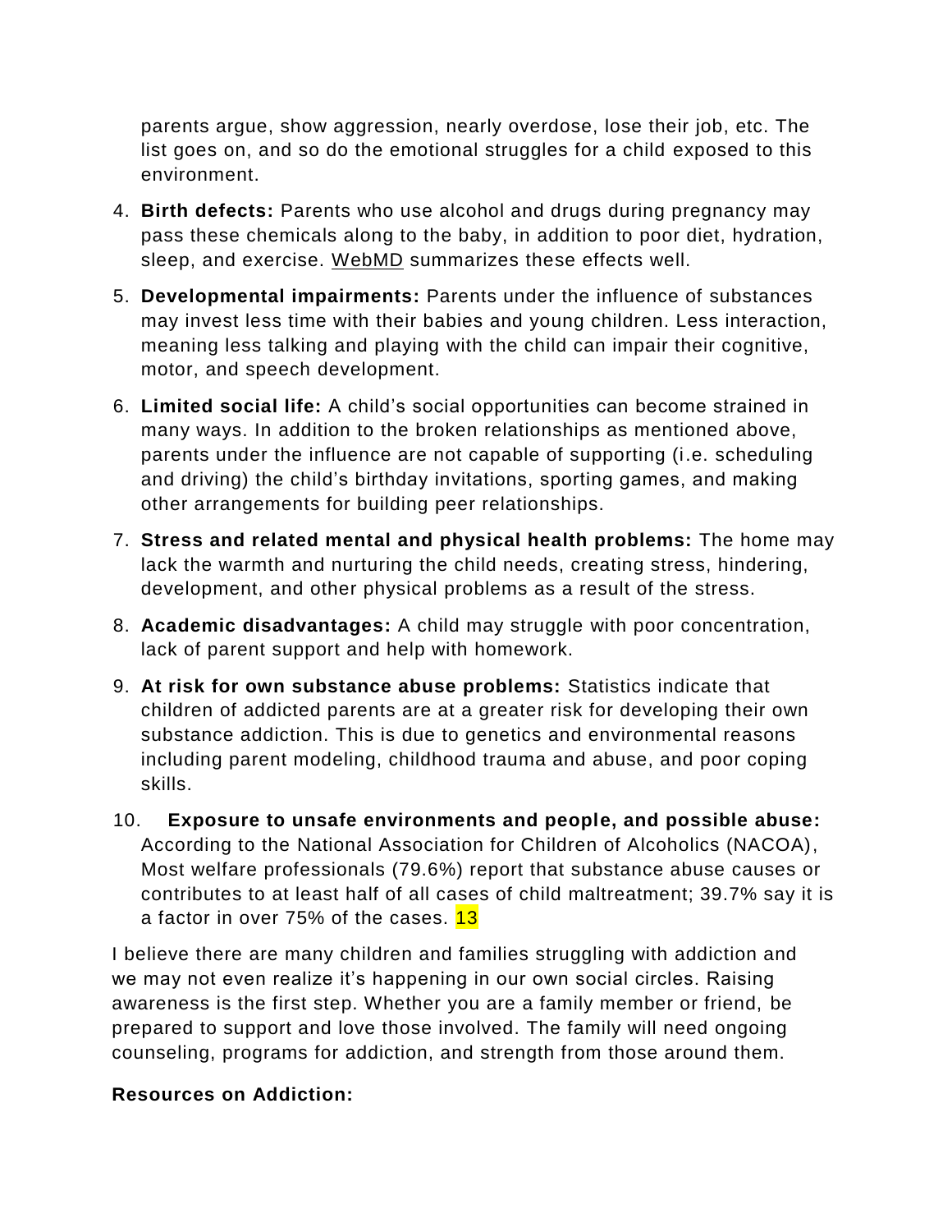parents argue, show aggression, nearly overdose, lose their job, etc. The list goes on, and so do the emotional struggles for a child exposed to this environment.

4. **Birth defects:** Parents who use alcohol and drugs during pregnancy may pass these chemicals along to the baby, in addition to poor diet, hydration, sleep, and exercise. WebMD summarizes these effects well.
5. **Developmental impairments:** Parents under the influence of substances may invest less time with their babies and young children. Less interaction, meaning less talking and playing with the child can impair their cognitive, motor, and speech development.
6. **Limited social life:** A child's social opportunities can become strained in many ways. In addition to the broken relationships as mentioned above, parents under the influence are not capable of supporting (i.e. scheduling and driving) the child's birthday invitations, sporting games, and making other arrangements for building peer relationships.
7. **Stress and related mental and physical health problems:** The home may lack the warmth and nurturing the child needs, creating stress, hindering, development, and other physical problems as a result of the stress.
8. **Academic disadvantages:** A child may struggle with poor concentration, lack of parent support and help with homework.
9. **At risk for own substance abuse problems:** Statistics indicate that children of addicted parents are at a greater risk for developing their own substance addiction. This is due to genetics and environmental reasons including parent modeling, childhood trauma and abuse, and poor coping skills.
10. **Exposure to unsafe environments and people, and possible abuse:** According to the National Association for Children of Alcoholics (NACOA), Most welfare professionals (79.6%) report that substance abuse causes or contributes to at least half of all cases of child maltreatment; 39.7% say it is a factor in over 75% of the cases. 13

I believe there are many children and families struggling with addiction and we may not even realize it's happening in our own social circles. Raising awareness is the first step. Whether you are a family member or friend, be prepared to support and love those involved. The family will need ongoing counseling, programs for addiction, and strength from those around them.

**Resources on Addiction:**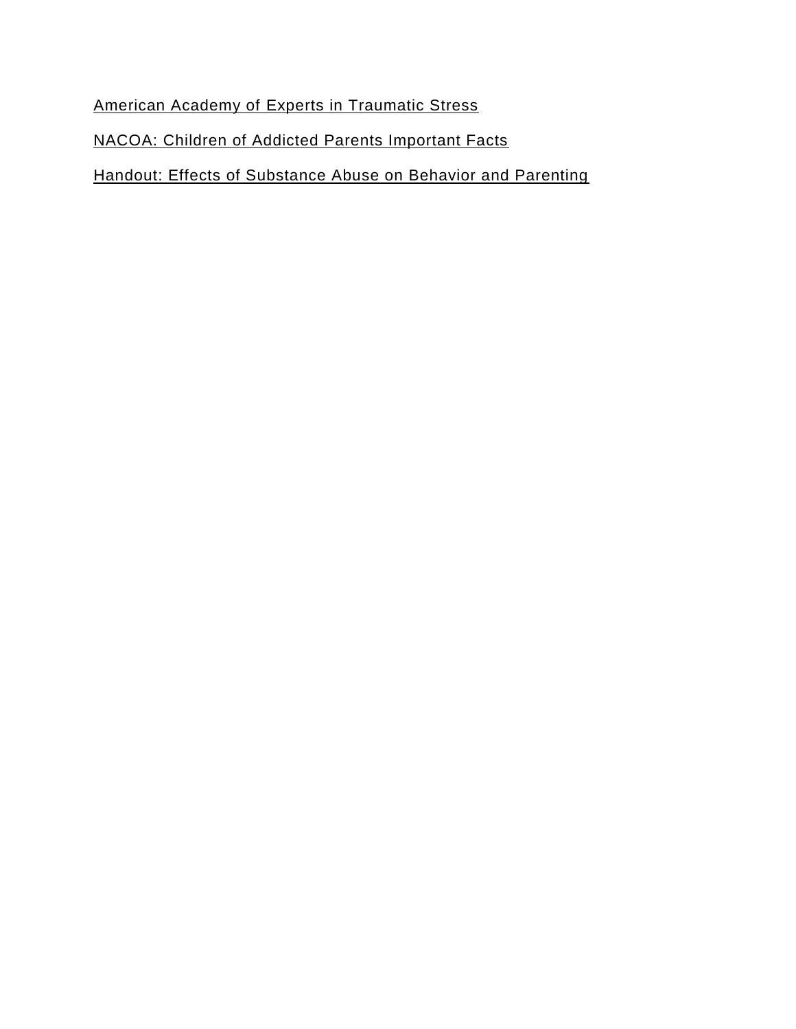American Academy of Experts in Traumatic Stress

NACOA: Children of Addicted Parents Important Facts

Handout: Effects of Substance Abuse on Behavior and Parenting